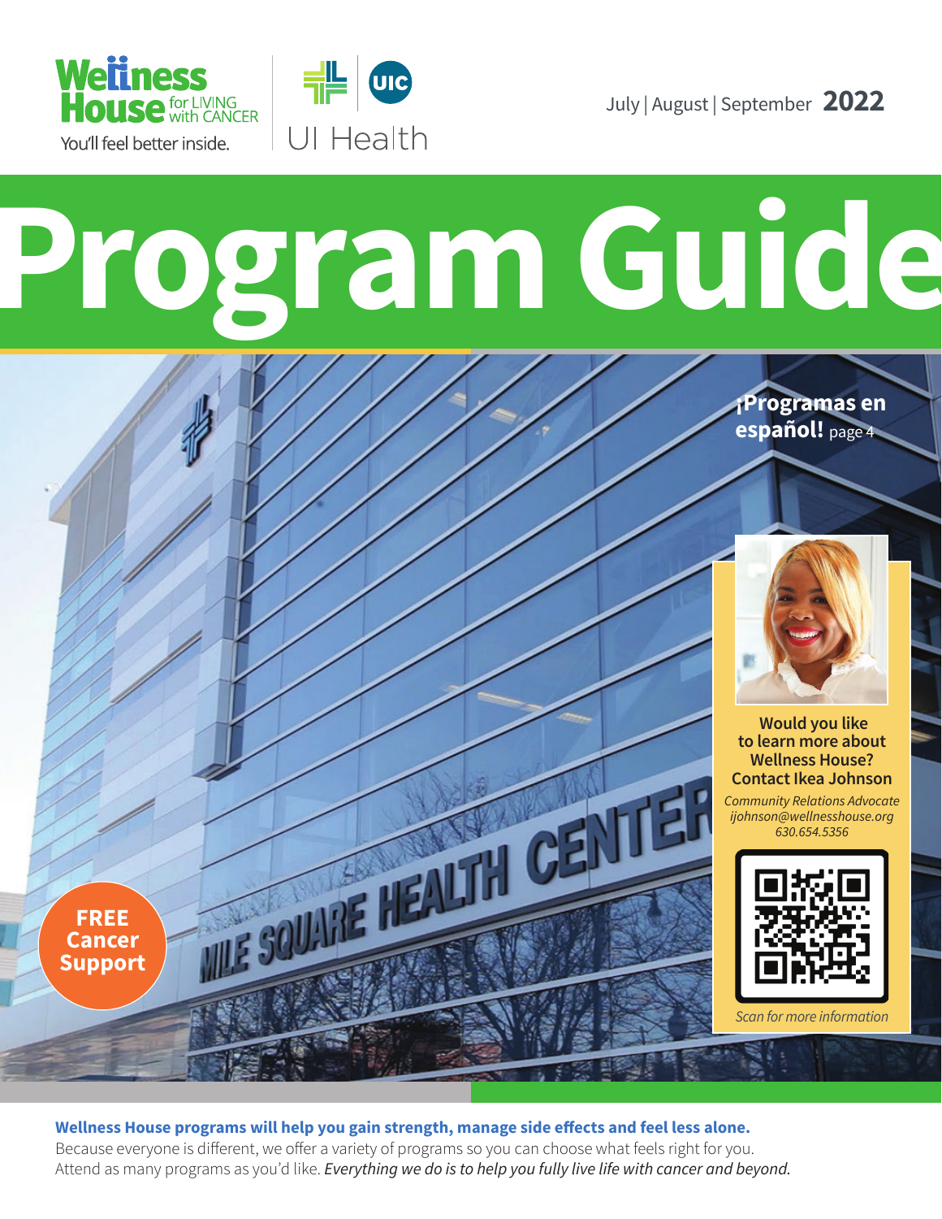Wellness House for LIVING with CANCER

You'll feel better inside.

UI Health

July | August | September **2022**

# Program Guide

**¡Programas en español!** page 4

**FREE Cancer Support**

**Would you like to learn more about Wellness House? Contact Ikea Johnson**

*Community Relations Advocate*
*ijohnson@wellnesshouse.org*
*630.654.5356*

*Scan for more information*

**Wellness House programs will help you gain strength, manage side effects and feel less alone.**
Because everyone is different, we offer a variety of programs so you can choose what feels right for you. Attend as many programs as you'd like. *Everything we do is to help you fully live life with cancer and beyond.*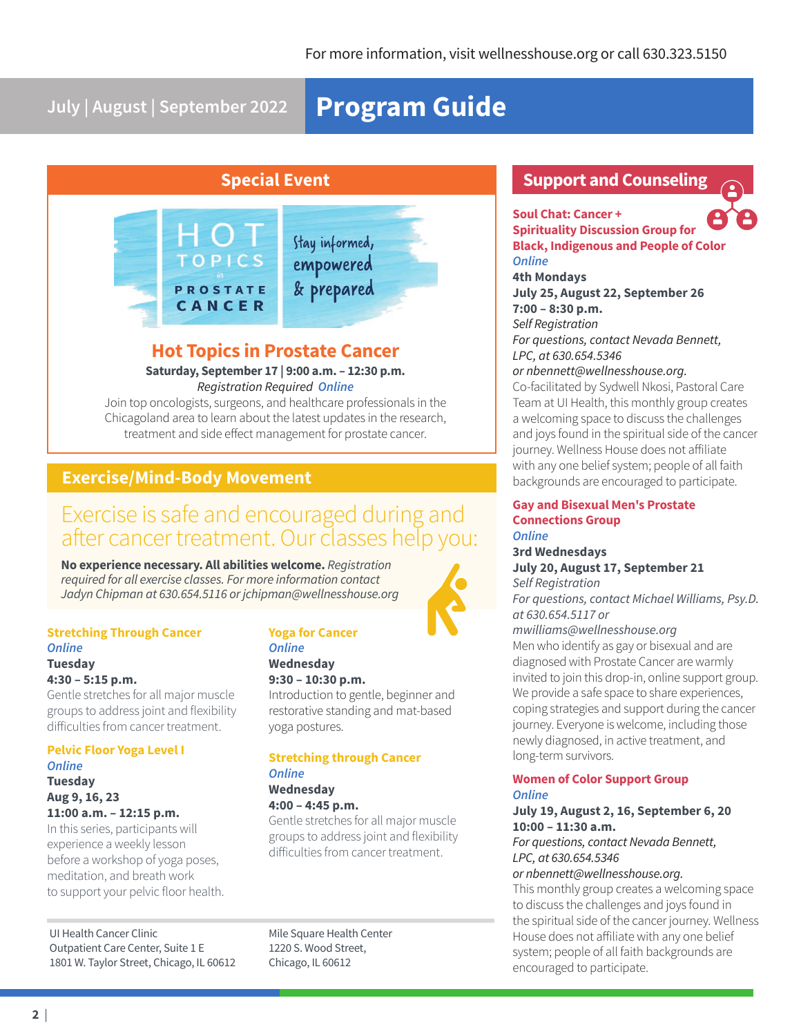For more information, visit wellnesshouse.org or call 630.323.5150

July | August | September 2022

# Program Guide

## Special Event

HOT TOPICS in PROSTATE CANCER

Stay informed, empowered & prepared

### Hot Topics in Prostate Cancer

**Saturday, September 17 | 9:00 a.m. – 12:30 p.m.**
*Registration Required Online*

Join top oncologists, surgeons, and healthcare professionals in the Chicagoland area to learn about the latest updates in the research, treatment and side effect management for prostate cancer.

## Exercise/Mind-Body Movement

Exercise is safe and encouraged during and after cancer treatment. Our classes help you:

**No experience necessary. All abilities welcome.** *Registration required for all exercise classes. For more information contact Jadyn Chipman at 630.654.5116 or jchipman@wellnesshouse.org*

### Stretching Through Cancer
*Online*
**Tuesday**
**4:30 – 5:15 p.m.**
Gentle stretches for all major muscle groups to address joint and flexibility difficulties from cancer treatment.

### Pelvic Floor Yoga Level I
*Online*
**Tuesday**
**Aug 9, 16, 23**
**11:00 a.m. – 12:15 p.m.**
In this series, participants will experience a weekly lesson before a workshop of yoga poses, meditation, and breath work to support your pelvic floor health.

### Yoga for Cancer
*Online*
**Wednesday**
**9:30 – 10:30 p.m.**
Introduction to gentle, beginner and restorative standing and mat-based yoga postures.

### Stretching through Cancer
*Online*
**Wednesday**
**4:00 – 4:45 p.m.**
Gentle stretches for all major muscle groups to address joint and flexibility difficulties from cancer treatment.

UI Health Cancer Clinic
Outpatient Care Center, Suite 1 E
1801 W. Taylor Street, Chicago, IL 60612

Mile Square Health Center
1220 S. Wood Street,
Chicago, IL 60612

## Support and Counseling

### Soul Chat: Cancer + Spirituality Discussion Group for Black, Indigenous and People of Color
*Online*
**4th Mondays**
**July 25, August 22, September 26**
**7:00 – 8:30 p.m.**
*Self Registration*
*For questions, contact Nevada Bennett, LPC, at 630.654.5346 or nbennett@wellnesshouse.org.*
Co-facilitated by Sydwell Nkosi, Pastoral Care Team at UI Health, this monthly group creates a welcoming space to discuss the challenges and joys found in the spiritual side of the cancer journey. Wellness House does not affiliate with any one belief system; people of all faith backgrounds are encouraged to participate.

### Gay and Bisexual Men's Prostate Connections Group
*Online*
**3rd Wednesdays**
**July 20, August 17, September 21**
*Self Registration*
*For questions, contact Michael Williams, Psy.D. at 630.654.5117 or mwilliams@wellnesshouse.org*
Men who identify as gay or bisexual and are diagnosed with Prostate Cancer are warmly invited to join this drop-in, online support group. We provide a safe space to share experiences, coping strategies and support during the cancer journey. Everyone is welcome, including those newly diagnosed, in active treatment, and long-term survivors.

### Women of Color Support Group
*Online*
**July 19, August 2, 16, September 6, 20**
**10:00 – 11:30 a.m.**
*For questions, contact Nevada Bennett, LPC, at 630.654.5346 or nbennett@wellnesshouse.org.*
This monthly group creates a welcoming space to discuss the challenges and joys found in the spiritual side of the cancer journey. Wellness House does not affiliate with any one belief system; people of all faith backgrounds are encouraged to participate.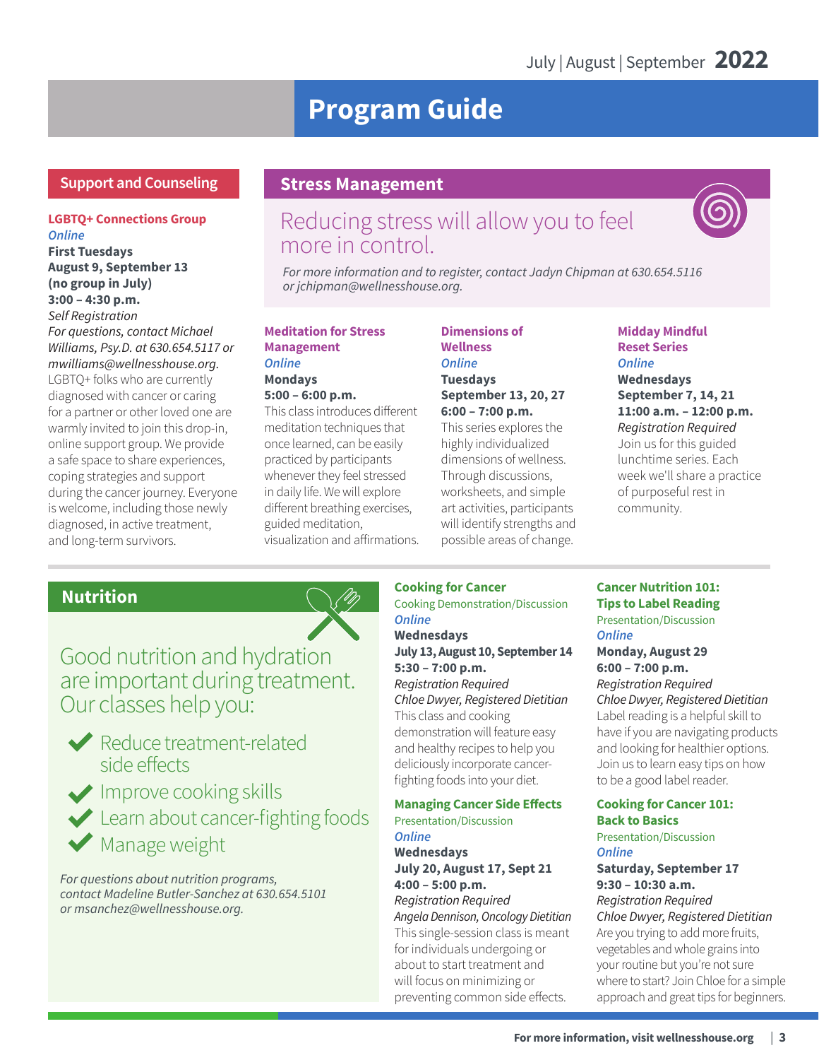July | August | September **2022**

# Program Guide

## Support and Counseling

### LGBTQ+ Connections Group

*Online*

**First Tuesdays**
**August 9, September 13**
**(no group in July)**
**3:00 – 4:30 p.m.**
*Self Registration*
*For questions, contact Michael Williams, Psy.D. at 630.654.5117 or mwilliams@wellnesshouse.org.*

LGBTQ+ folks who are currently diagnosed with cancer or caring for a partner or other loved one are warmly invited to join this drop-in, online support group. We provide a safe space to share experiences, coping strategies and support during the cancer journey. Everyone is welcome, including those newly diagnosed, in active treatment, and long-term survivors.

## Stress Management

Reducing stress will allow you to feel more in control.

*For more information and to register, contact Jadyn Chipman at 630.654.5116 or jchipman@wellnesshouse.org.*

### Meditation for Stress Management

*Online*

**Mondays**
**5:00 – 6:00 p.m.**

This class introduces different meditation techniques that once learned, can be easily practiced by participants whenever they feel stressed in daily life. We will explore different breathing exercises, guided meditation, visualization and affirmations.

### Dimensions of Wellness

*Online*

**Tuesdays**
**September 13, 20, 27**
**6:00 – 7:00 p.m.**

This series explores the highly individualized dimensions of wellness. Through discussions, worksheets, and simple art activities, participants will identify strengths and possible areas of change.

### Midday Mindful Reset Series

*Online*

**Wednesdays**
**September 7, 14, 21**
**11:00 a.m. – 12:00 p.m.**
*Registration Required*

Join us for this guided lunchtime series. Each week we'll share a practice of purposeful rest in community.

## Nutrition

Good nutrition and hydration are important during treatment. Our classes help you:

- Reduce treatment-related side effects
- Improve cooking skills
- Learn about cancer-fighting foods
- Manage weight

*For questions about nutrition programs, contact Madeline Butler-Sanchez at 630.654.5101 or msanchez@wellnesshouse.org.*

### Cooking for Cancer

Cooking Demonstration/Discussion
*Online*

**Wednesdays**
**July 13, August 10, September 14**
**5:30 – 7:00 p.m.**
*Registration Required*
*Chloe Dwyer, Registered Dietitian*

This class and cooking demonstration will feature easy and healthy recipes to help you deliciously incorporate cancer-fighting foods into your diet.

### Managing Cancer Side Effects

Presentation/Discussion
*Online*

**Wednesdays**
**July 20, August 17, Sept 21**
**4:00 – 5:00 p.m.**
*Registration Required*
*Angela Dennison, Oncology Dietitian*

This single-session class is meant for individuals undergoing or about to start treatment and will focus on minimizing or preventing common side effects.

### Cancer Nutrition 101: Tips to Label Reading

Presentation/Discussion
*Online*

**Monday, August 29**
**6:00 – 7:00 p.m.**
*Registration Required*
*Chloe Dwyer, Registered Dietitian*

Label reading is a helpful skill to have if you are navigating products and looking for healthier options. Join us to learn easy tips on how to be a good label reader.

### Cooking for Cancer 101: Back to Basics

Presentation/Discussion
*Online*

**Saturday, September 17**
**9:30 – 10:30 a.m.**
*Registration Required*
*Chloe Dwyer, Registered Dietitian*

Are you trying to add more fruits, vegetables and whole grains into your routine but you're not sure where to start? Join Chloe for a simple approach and great tips for beginners.

**For more information, visit wellnesshouse.org**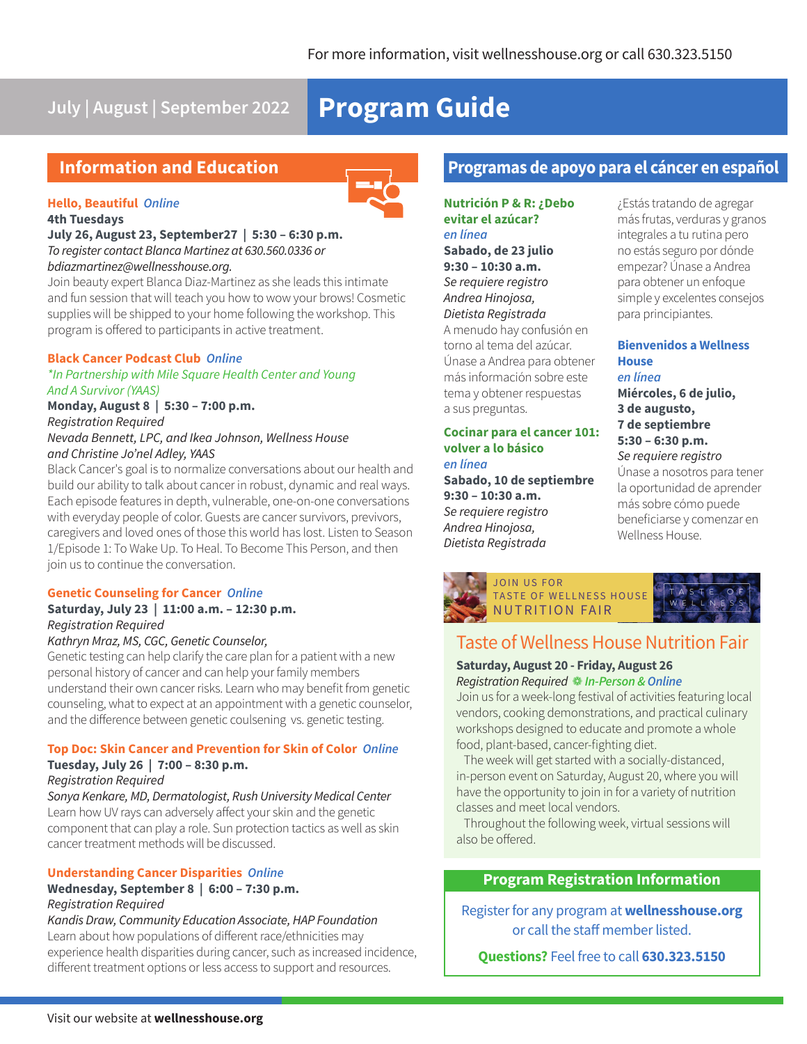For more information, visit wellnesshouse.org or call 630.323.5150

July | August | September 2022

# Program Guide

## Information and Education

**Hello, Beautiful** *Online*
**4th Tuesdays**
**July 26, August 23, September27 | 5:30 – 6:30 p.m.**
*To register contact Blanca Martinez at 630.560.0336 or bdiazmartinez@wellnesshouse.org.*
Join beauty expert Blanca Diaz-Martinez as she leads this intimate and fun session that will teach you how to wow your brows! Cosmetic supplies will be shipped to your home following the workshop. This program is offered to participants in active treatment.

**Black Cancer Podcast Club** *Online*
*\*In Partnership with Mile Square Health Center and Young And A Survivor (YAAS)*
**Monday, August 8 | 5:30 – 7:00 p.m.**
*Registration Required*
*Nevada Bennett, LPC, and Ikea Johnson, Wellness House and Christine Jo'nel Adley, YAAS*
Black Cancer's goal is to normalize conversations about our health and build our ability to talk about cancer in robust, dynamic and real ways. Each episode features in depth, vulnerable, one-on-one conversations with everyday people of color. Guests are cancer survivors, previvors, caregivers and loved ones of those this world has lost. Listen to Season 1/Episode 1: To Wake Up. To Heal. To Become This Person, and then join us to continue the conversation.

**Genetic Counseling for Cancer** *Online*
**Saturday, July 23 | 11:00 a.m. – 12:30 p.m.**
*Registration Required*
*Kathryn Mraz, MS, CGC, Genetic Counselor,*
Genetic testing can help clarify the care plan for a patient with a new personal history of cancer and can help your family members understand their own cancer risks. Learn who may benefit from genetic counseling, what to expect at an appointment with a genetic counselor, and the difference between genetic coulsening vs. genetic testing.

**Top Doc: Skin Cancer and Prevention for Skin of Color** *Online*
**Tuesday, July 26 | 7:00 – 8:30 p.m.**
*Registration Required*
*Sonya Kenkare, MD, Dermatologist, Rush University Medical Center*
Learn how UV rays can adversely affect your skin and the genetic component that can play a role. Sun protection tactics as well as skin cancer treatment methods will be discussed.

**Understanding Cancer Disparities** *Online*
**Wednesday, September 8 | 6:00 – 7:30 p.m.**
*Registration Required*
*Kandis Draw, Community Education Associate, HAP Foundation*
Learn about how populations of different race/ethnicities may experience health disparities during cancer, such as increased incidence, different treatment options or less access to support and resources.

## Programas de apoyo para el cáncer en español

**Nutrición P & R: ¿Debo evitar el azúcar?**
*en línea*
**Sabado, de 23 julio**
**9:30 – 10:30 a.m.**
*Se requiere registro*
*Andrea Hinojosa, Dietista Registrada*
A menudo hay confusión en torno al tema del azúcar. Únase a Andrea para obtener más información sobre este tema y obtener respuestas a sus preguntas.

**Cocinar para el cancer 101: volver a lo básico**
*en línea*
**Sabado, 10 de septiembre**
**9:30 – 10:30 a.m.**
*Se requiere registro*
*Andrea Hinojosa, Dietista Registrada*
¿Estás tratando de agregar más frutas, verduras y granos integrales a tu rutina pero no estás seguro por dónde empezar? Únase a Andrea para obtener un enfoque simple y excelentes consejos para principiantes.

**Bienvenidos a Wellness House**
*en línea*
**Miércoles, 6 de julio, 3 de augusto, 7 de septiembre**
**5:30 – 6:30 p.m.**
*Se requiere registro*
Únase a nosotros para tener la oportunidad de aprender más sobre cómo puede beneficiarse y comenzar en Wellness House.

JOIN US FOR TASTE OF WELLNESS HOUSE NUTRITION FAIR

TASTE OF WELLNESS

## Taste of Wellness House Nutrition Fair

**Saturday, August 20 - Friday, August 26**
*Registration Required* *In-Person & Online*
Join us for a week-long festival of activities featuring local vendors, cooking demonstrations, and practical culinary workshops designed to educate and promote a whole food, plant-based, cancer-fighting diet.

The week will get started with a socially-distanced, in-person event on Saturday, August 20, where you will have the opportunity to join in for a variety of nutrition classes and meet local vendors.

Throughout the following week, virtual sessions will also be offered.

## Program Registration Information

Register for any program at **wellnesshouse.org** or call the staff member listed.

**Questions?** Feel free to call **630.323.5150**

Visit our website at **wellnesshouse.org**